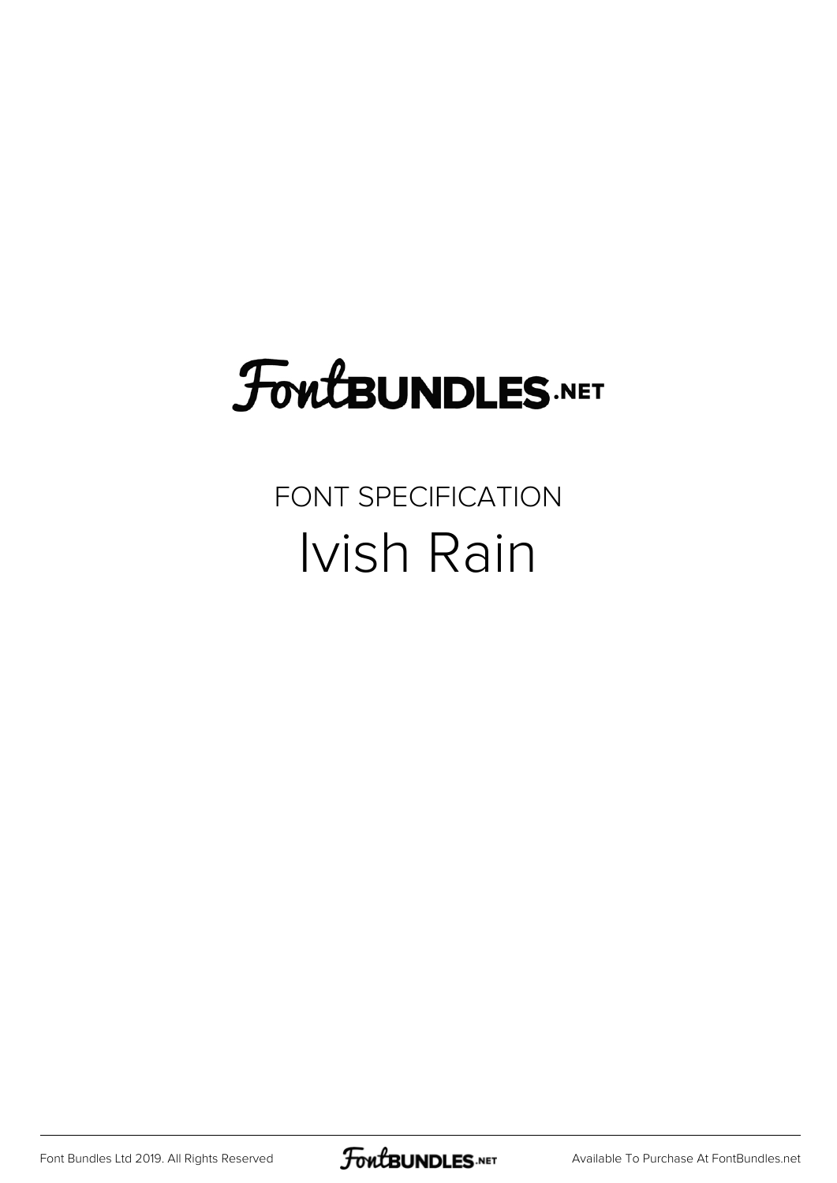# FontBUNDLES.NET

FONT SPECIFICATION

## Ivish Rain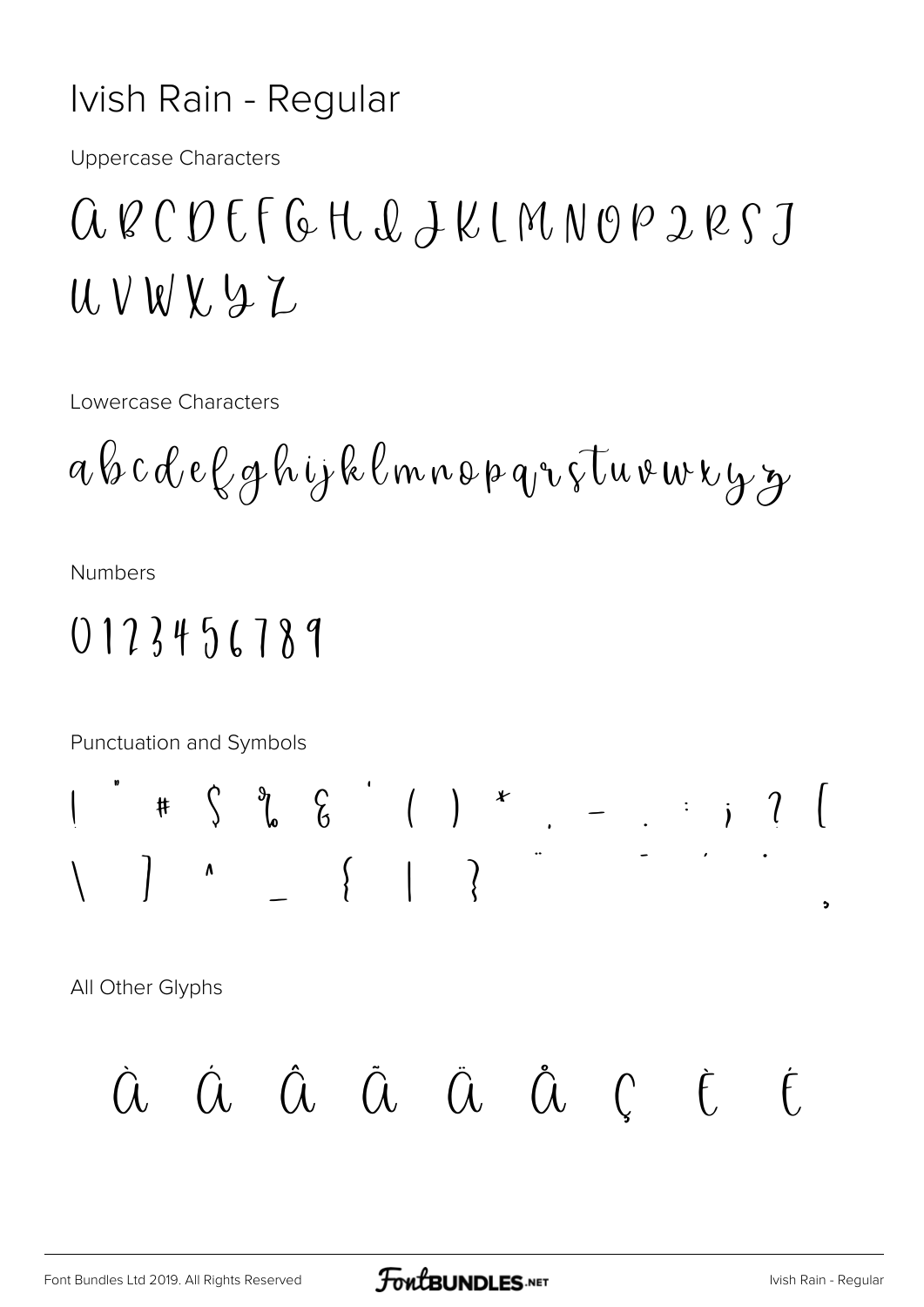# Ivish Rain - Regular

Uppercase Characters

A B C D E F G H I J K L M N O P Q R S T
U V W X Y Z

Lowercase Characters

a b c d e f g h i j k l m n o p q r s t u v w x y z

Numbers

0 1 2 3 4 5 6 7 8 9

Punctuation and Symbols

! " # $ % & ' ( ) * , - . : ; ? [
\ ] ^ _ { | } ¨ ¯ ´ · ¸

All Other Glyphs

À Á Â Ã Ä Å Ç È É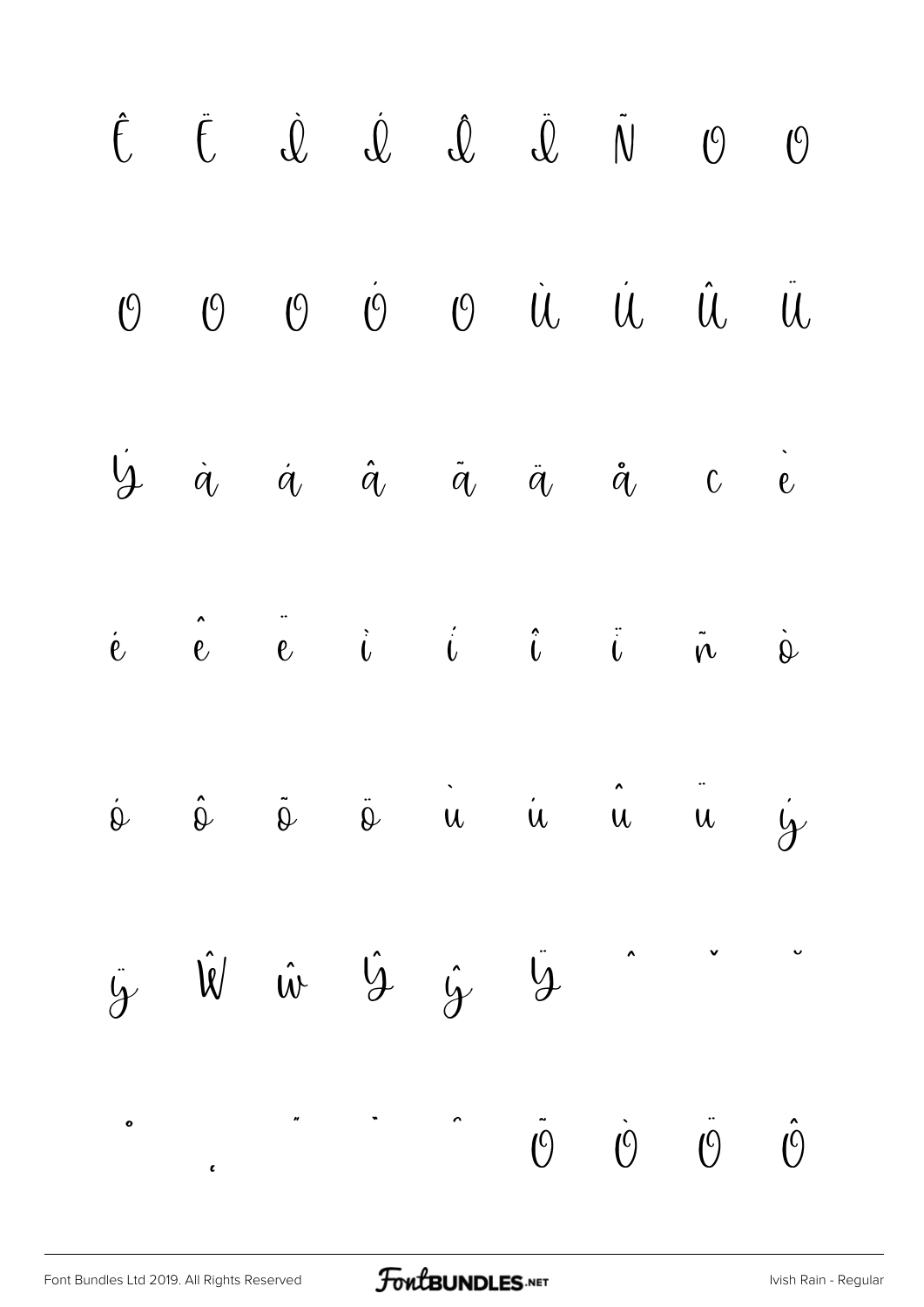Ê Ë Ì Í Î Ï Ñ Ò Ó

Ô Õ Ö Ø Ù Ú Û Ü

Ý à á â ã ä å ç è

é ê ë ì í î ï ñ ò

ó ô õ ö ù ú û ü ý

ÿ Ŵ ŵ Ŷ ŷ Ÿ ˆ ˇ ˘

˚ ˛ ˝ ˋ ˆ Ō Ò Ö Ô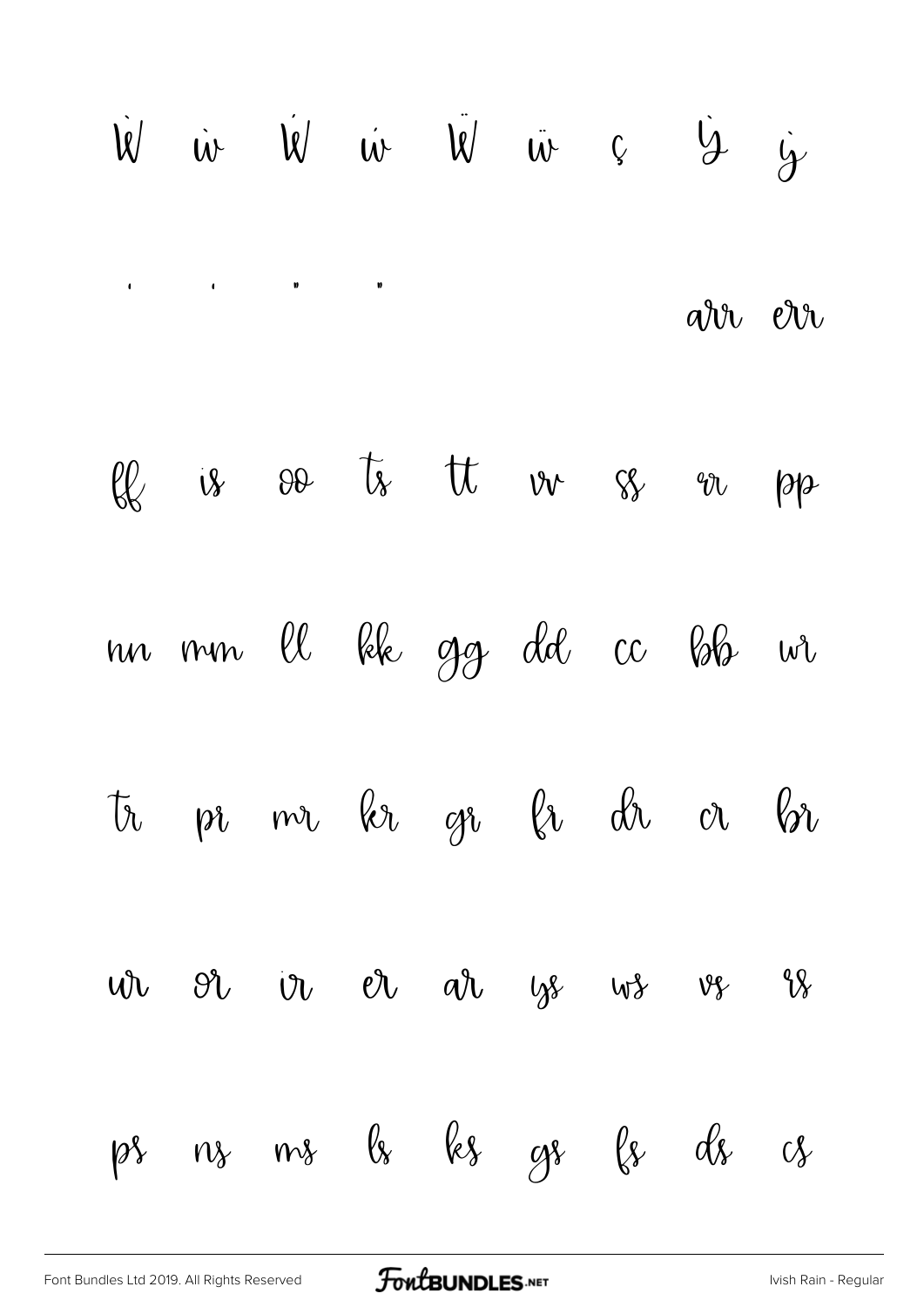Ẁ ẁ Ẃ ẃ Ẅ ẅ ç Ỳ ỳ

' ' " " arr err

ff is oo ts tt vv ss rr pp

nn mm ll kk gg dd cc bb wr

tr pr mr kr gr fr dr cr br

ur or ir er ar ys ws vs rs

ps ns ms ls ks gs fs ds cs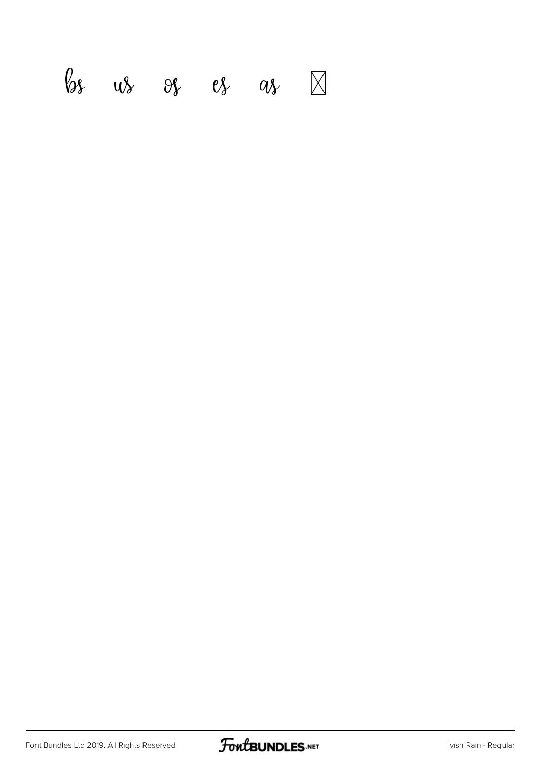bs us os es as ☒